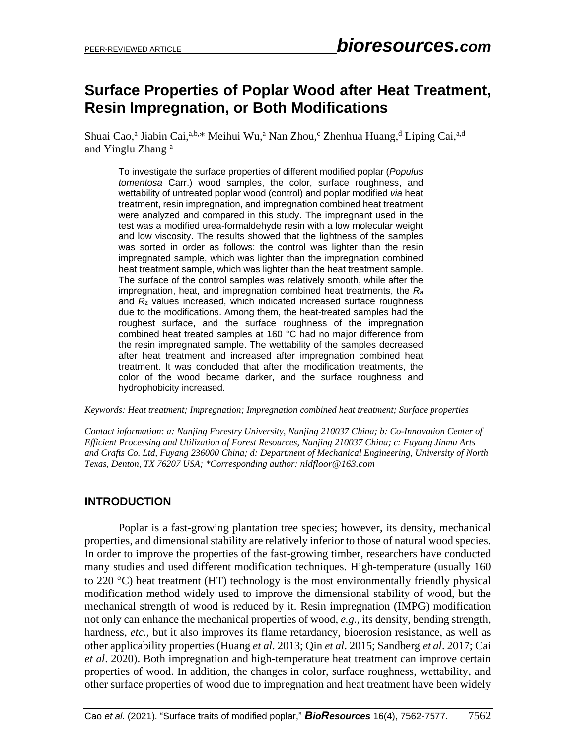# Surface Properties of Poplar Wood after Heat Treatment, Resin Impregnation, or Both Modifications

Shuai Cao,[a] Jiabin Cai,[a,b,*] Meihui Wu,[a] Nan Zhou,[c] Zhenhua Huang,[d] Liping Cai,[a,d] and Yinglu Zhang [a]

To investigate the surface properties of different modified poplar (*Populus tomentosa* Carr.) wood samples, the color, surface roughness, and wettability of untreated poplar wood (control) and poplar modified *via* heat treatment, resin impregnation, and impregnation combined heat treatment were analyzed and compared in this study. The impregnant used in the test was a modified urea-formaldehyde resin with a low molecular weight and low viscosity. The results showed that the lightness of the samples was sorted in order as follows: the control was lighter than the resin impregnated sample, which was lighter than the impregnation combined heat treatment sample, which was lighter than the heat treatment sample. The surface of the control samples was relatively smooth, while after the impregnation, heat, and impregnation combined heat treatments, the $R_a$ and $R_z$ values increased, which indicated increased surface roughness due to the modifications. Among them, the heat-treated samples had the roughest surface, and the surface roughness of the impregnation combined heat treated samples at 160 °C had no major difference from the resin impregnated sample. The wettability of the samples decreased after heat treatment and increased after impregnation combined heat treatment. It was concluded that after the modification treatments, the color of the wood became darker, and the surface roughness and hydrophobicity increased.

*Keywords: Heat treatment; Impregnation; Impregnation combined heat treatment; Surface properties*

*Contact information: a: Nanjing Forestry University, Nanjing 210037 China; b: Co-Innovation Center of Efficient Processing and Utilization of Forest Resources, Nanjing 210037 China; c: Fuyang Jinmu Arts and Crafts Co. Ltd, Fuyang 236000 China; d: Department of Mechanical Engineering, University of North Texas, Denton, TX 76207 USA; *Corresponding author: nldfloor@163.com*

## INTRODUCTION

Poplar is a fast-growing plantation tree species; however, its density, mechanical properties, and dimensional stability are relatively inferior to those of natural wood species. In order to improve the properties of the fast-growing timber, researchers have conducted many studies and used different modification techniques. High-temperature (usually 160 to 220 °C) heat treatment (HT) technology is the most environmentally friendly physical modification method widely used to improve the dimensional stability of wood, but the mechanical strength of wood is reduced by it. Resin impregnation (IMPG) modification not only can enhance the mechanical properties of wood, *e.g.*, its density, bending strength, hardness, *etc.*, but it also improves its flame retardancy, bioerosion resistance, as well as other applicability properties (Huang *et al*. 2013; Qin *et al*. 2015; Sandberg *et al*. 2017; Cai *et al*. 2020). Both impregnation and high-temperature heat treatment can improve certain properties of wood. In addition, the changes in color, surface roughness, wettability, and other surface properties of wood due to impregnation and heat treatment have been widely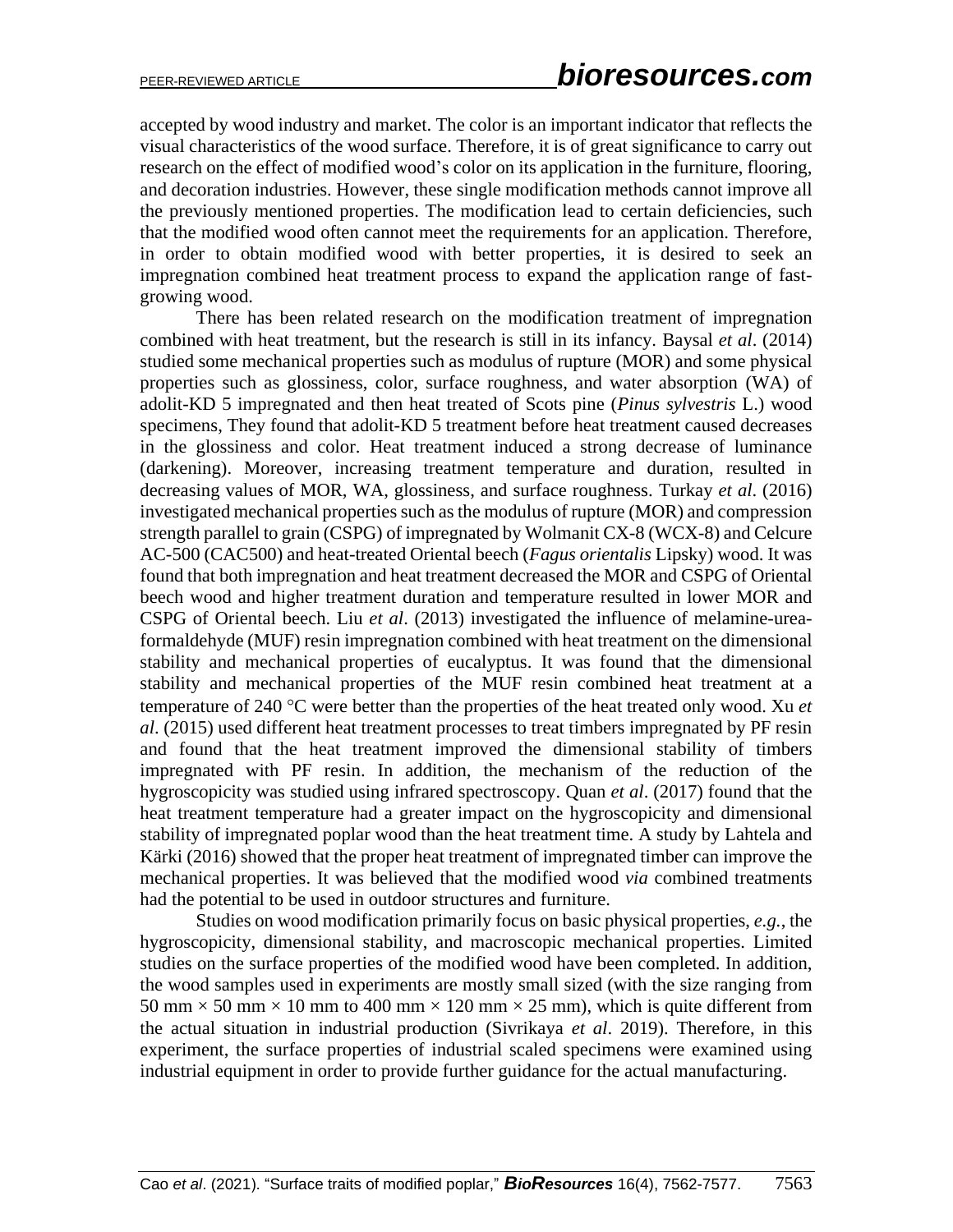accepted by wood industry and market. The color is an important indicator that reflects the visual characteristics of the wood surface. Therefore, it is of great significance to carry out research on the effect of modified wood's color on its application in the furniture, flooring, and decoration industries. However, these single modification methods cannot improve all the previously mentioned properties. The modification lead to certain deficiencies, such that the modified wood often cannot meet the requirements for an application. Therefore, in order to obtain modified wood with better properties, it is desired to seek an impregnation combined heat treatment process to expand the application range of fast-growing wood.

There has been related research on the modification treatment of impregnation combined with heat treatment, but the research is still in its infancy. Baysal *et al*. (2014) studied some mechanical properties such as modulus of rupture (MOR) and some physical properties such as glossiness, color, surface roughness, and water absorption (WA) of adolit-KD 5 impregnated and then heat treated of Scots pine (*Pinus sylvestris* L.) wood specimens, They found that adolit-KD 5 treatment before heat treatment caused decreases in the glossiness and color. Heat treatment induced a strong decrease of luminance (darkening). Moreover, increasing treatment temperature and duration, resulted in decreasing values of MOR, WA, glossiness, and surface roughness. Turkay *et al*. (2016) investigated mechanical properties such as the modulus of rupture (MOR) and compression strength parallel to grain (CSPG) of impregnated by Wolmanit CX-8 (WCX-8) and Celcure AC-500 (CAC500) and heat-treated Oriental beech (*Fagus orientalis* Lipsky) wood. It was found that both impregnation and heat treatment decreased the MOR and CSPG of Oriental beech wood and higher treatment duration and temperature resulted in lower MOR and CSPG of Oriental beech. Liu *et al*. (2013) investigated the influence of melamine-urea-formaldehyde (MUF) resin impregnation combined with heat treatment on the dimensional stability and mechanical properties of eucalyptus. It was found that the dimensional stability and mechanical properties of the MUF resin combined heat treatment at a temperature of 240 °C were better than the properties of the heat treated only wood. Xu *et al*. (2015) used different heat treatment processes to treat timbers impregnated by PF resin and found that the heat treatment improved the dimensional stability of timbers impregnated with PF resin. In addition, the mechanism of the reduction of the hygroscopicity was studied using infrared spectroscopy. Quan *et al*. (2017) found that the heat treatment temperature had a greater impact on the hygroscopicity and dimensional stability of impregnated poplar wood than the heat treatment time. A study by Lahtela and Kärki (2016) showed that the proper heat treatment of impregnated timber can improve the mechanical properties. It was believed that the modified wood *via* combined treatments had the potential to be used in outdoor structures and furniture.

Studies on wood modification primarily focus on basic physical properties, *e.g.*, the hygroscopicity, dimensional stability, and macroscopic mechanical properties. Limited studies on the surface properties of the modified wood have been completed. In addition, the wood samples used in experiments are mostly small sized (with the size ranging from 50 mm × 50 mm × 10 mm to 400 mm × 120 mm × 25 mm), which is quite different from the actual situation in industrial production (Sivrikaya *et al*. 2019). Therefore, in this experiment, the surface properties of industrial scaled specimens were examined using industrial equipment in order to provide further guidance for the actual manufacturing.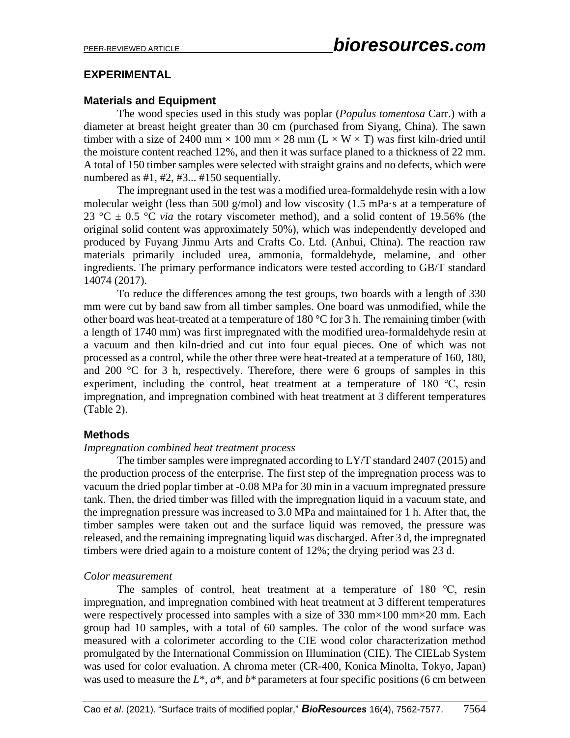## EXPERIMENTAL

### Materials and Equipment

The wood species used in this study was poplar (*Populus tomentosa* Carr.) with a diameter at breast height greater than 30 cm (purchased from Siyang, China). The sawn timber with a size of 2400 mm × 100 mm × 28 mm (L × W × T) was first kiln-dried until the moisture content reached 12%, and then it was surface planed to a thickness of 22 mm. A total of 150 timber samples were selected with straight grains and no defects, which were numbered as #1, #2, #3... #150 sequentially.

The impregnant used in the test was a modified urea-formaldehyde resin with a low molecular weight (less than 500 g/mol) and low viscosity (1.5 mPa·s at a temperature of 23 °C ± 0.5 °C *via* the rotary viscometer method), and a solid content of 19.56% (the original solid content was approximately 50%), which was independently developed and produced by Fuyang Jinmu Arts and Crafts Co. Ltd. (Anhui, China). The reaction raw materials primarily included urea, ammonia, formaldehyde, melamine, and other ingredients. The primary performance indicators were tested according to GB/T standard 14074 (2017).

To reduce the differences among the test groups, two boards with a length of 330 mm were cut by band saw from all timber samples. One board was unmodified, while the other board was heat-treated at a temperature of 180 °C for 3 h. The remaining timber (with a length of 1740 mm) was first impregnated with the modified urea-formaldehyde resin at a vacuum and then kiln-dried and cut into four equal pieces. One of which was not processed as a control, while the other three were heat-treated at a temperature of 160, 180, and 200 °C for 3 h, respectively. Therefore, there were 6 groups of samples in this experiment, including the control, heat treatment at a temperature of 180 ℃, resin impregnation, and impregnation combined with heat treatment at 3 different temperatures (Table 2).

### Methods

*Impregnation combined heat treatment process*

The timber samples were impregnated according to LY/T standard 2407 (2015) and the production process of the enterprise. The first step of the impregnation process was to vacuum the dried poplar timber at -0.08 MPa for 30 min in a vacuum impregnated pressure tank. Then, the dried timber was filled with the impregnation liquid in a vacuum state, and the impregnation pressure was increased to 3.0 MPa and maintained for 1 h. After that, the timber samples were taken out and the surface liquid was removed, the pressure was released, and the remaining impregnating liquid was discharged. After 3 d, the impregnated timbers were dried again to a moisture content of 12%; the drying period was 23 d.

*Color measurement*

The samples of control, heat treatment at a temperature of 180 ℃, resin impregnation, and impregnation combined with heat treatment at 3 different temperatures were respectively processed into samples with a size of 330 mm×100 mm×20 mm. Each group had 10 samples, with a total of 60 samples. The color of the wood surface was measured with a colorimeter according to the CIE wood color characterization method promulgated by the International Commission on Illumination (CIE). The CIELab System was used for color evaluation. A chroma meter (CR-400, Konica Minolta, Tokyo, Japan) was used to measure the $L^*$, $a^*$, and $b^*$ parameters at four specific positions (6 cm between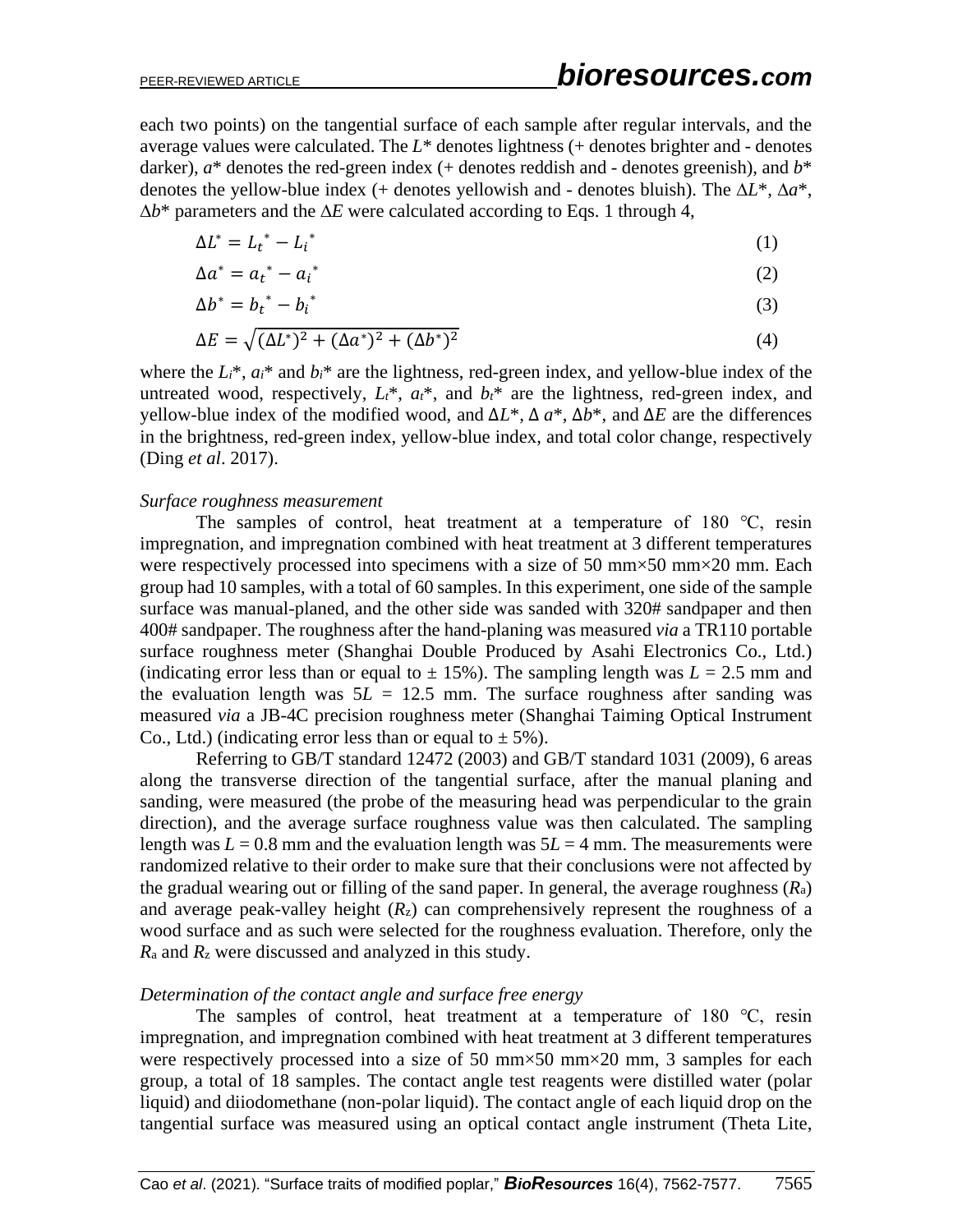each two points) on the tangential surface of each sample after regular intervals, and the average values were calculated. The $L^*$ denotes lightness (+ denotes brighter and - denotes darker), $a^*$ denotes the red-green index (+ denotes reddish and - denotes greenish), and $b^*$ denotes the yellow-blue index (+ denotes yellowish and - denotes bluish). The $\Delta L^*$, $\Delta a^*$, $\Delta b^*$ parameters and the $\Delta E$ were calculated according to Eqs. 1 through 4,

$$\Delta L^* = {L_t}^* - {L_i}^* \tag{1}$$

$$\Delta a^* = {a_t}^* - {a_i}^* \tag{2}$$

$$\Delta b^* = {b_t}^* - {b_i}^* \tag{3}$$

$$\Delta E = \sqrt{(\Delta L^*)^2 + (\Delta a^*)^2 + (\Delta b^*)^2} \tag{4}$$

where the $L_i^*$, $a_i^*$ and $b_i^*$ are the lightness, red-green index, and yellow-blue index of the untreated wood, respectively, $L_t^*$, $a_t^*$, and $b_t^*$ are the lightness, red-green index, and yellow-blue index of the modified wood, and $\Delta L^*$, $\Delta a^*$, $\Delta b^*$, and $\Delta E$ are the differences in the brightness, red-green index, yellow-blue index, and total color change, respectively (Ding *et al*. 2017).

*Surface roughness measurement*

The samples of control, heat treatment at a temperature of 180 °C, resin impregnation, and impregnation combined with heat treatment at 3 different temperatures were respectively processed into specimens with a size of 50 mm×50 mm×20 mm. Each group had 10 samples, with a total of 60 samples. In this experiment, one side of the sample surface was manual-planed, and the other side was sanded with 320# sandpaper and then 400# sandpaper. The roughness after the hand-planing was measured *via* a TR110 portable surface roughness meter (Shanghai Double Produced by Asahi Electronics Co., Ltd.) (indicating error less than or equal to ± 15%). The sampling length was $L$ = 2.5 mm and the evaluation length was $5L$ = 12.5 mm. The surface roughness after sanding was measured *via* a JB-4C precision roughness meter (Shanghai Taiming Optical Instrument Co., Ltd.) (indicating error less than or equal to ± 5%).

Referring to GB/T standard 12472 (2003) and GB/T standard 1031 (2009), 6 areas along the transverse direction of the tangential surface, after the manual planing and sanding, were measured (the probe of the measuring head was perpendicular to the grain direction), and the average surface roughness value was then calculated. The sampling length was $L$ = 0.8 mm and the evaluation length was $5L$ = 4 mm. The measurements were randomized relative to their order to make sure that their conclusions were not affected by the gradual wearing out or filling of the sand paper. In general, the average roughness ($R_a$) and average peak-valley height ($R_z$) can comprehensively represent the roughness of a wood surface and as such were selected for the roughness evaluation. Therefore, only the $R_a$ and $R_z$ were discussed and analyzed in this study.

*Determination of the contact angle and surface free energy*

The samples of control, heat treatment at a temperature of 180 °C, resin impregnation, and impregnation combined with heat treatment at 3 different temperatures were respectively processed into a size of 50 mm×50 mm×20 mm, 3 samples for each group, a total of 18 samples. The contact angle test reagents were distilled water (polar liquid) and diiodomethane (non-polar liquid). The contact angle of each liquid drop on the tangential surface was measured using an optical contact angle instrument (Theta Lite,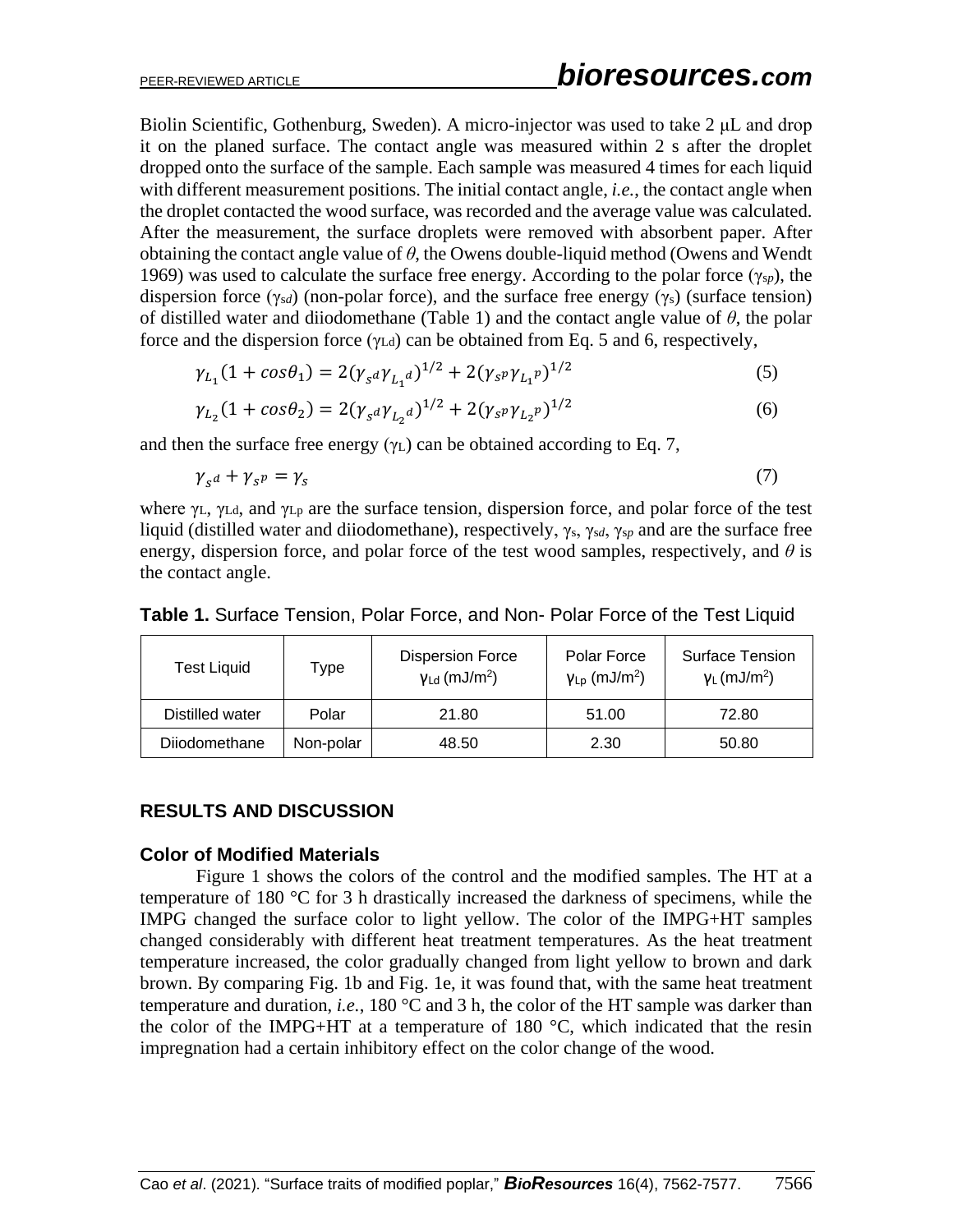Biolin Scientific, Gothenburg, Sweden). A micro-injector was used to take 2 μL and drop it on the planed surface. The contact angle was measured within 2 s after the droplet dropped onto the surface of the sample. Each sample was measured 4 times for each liquid with different measurement positions. The initial contact angle, *i.e.*, the contact angle when the droplet contacted the wood surface, was recorded and the average value was calculated. After the measurement, the surface droplets were removed with absorbent paper. After obtaining the contact angle value of $\theta$, the Owens double-liquid method (Owens and Wendt 1969) was used to calculate the surface free energy. According to the polar force ($\gamma_{sp}$), the dispersion force ($\gamma_{sd}$) (non-polar force), and the surface free energy ($\gamma_s$) (surface tension) of distilled water and diiodomethane (Table 1) and the contact angle value of $\theta$, the polar force and the dispersion force ($\gamma_{Ld}$) can be obtained from Eq. 5 and 6, respectively,

$$\gamma_{L_1}(1+cos\theta_1) = 2(\gamma_{s^d}\gamma_{L_1{}^d})^{1/2} + 2(\gamma_{s^p}\gamma_{L_1{}^p})^{1/2} \tag{5}$$

$$\gamma_{L_2}(1+cos\theta_2) = 2(\gamma_{s^d}\gamma_{L_2{}^d})^{1/2} + 2(\gamma_{s^p}\gamma_{L_2{}^p})^{1/2} \tag{6}$$

and then the surface free energy ($\gamma_L$) can be obtained according to Eq. 7,

$$\gamma_{s^d} + \gamma_{s^p} = \gamma_s \tag{7}$$

where $\gamma_L$, $\gamma_{Ld}$, and $\gamma_{Lp}$ are the surface tension, dispersion force, and polar force of the test liquid (distilled water and diiodomethane), respectively, $\gamma_s$, $\gamma_{sd}$, $\gamma_{sp}$ and are the surface free energy, dispersion force, and polar force of the test wood samples, respectively, and $\theta$ is the contact angle.

**Table 1.** Surface Tension, Polar Force, and Non- Polar Force of the Test Liquid

| Test Liquid | Type | Dispersion Force $\gamma_{Ld}$ (mJ/m$^2$) | Polar Force $\gamma_{Lp}$ (mJ/m$^2$) | Surface Tension $\gamma_L$ (mJ/m$^2$) |
|---|---|---|---|---|
| Distilled water | Polar | 21.80 | 51.00 | 72.80 |
| Diiodomethane | Non-polar | 48.50 | 2.30 | 50.80 |

## RESULTS AND DISCUSSION

### Color of Modified Materials

Figure 1 shows the colors of the control and the modified samples. The HT at a temperature of 180 °C for 3 h drastically increased the darkness of specimens, while the IMPG changed the surface color to light yellow. The color of the IMPG+HT samples changed considerably with different heat treatment temperatures. As the heat treatment temperature increased, the color gradually changed from light yellow to brown and dark brown. By comparing Fig. 1b and Fig. 1e, it was found that, with the same heat treatment temperature and duration, *i.e.*, 180 °C and 3 h, the color of the HT sample was darker than the color of the IMPG+HT at a temperature of 180 °C, which indicated that the resin impregnation had a certain inhibitory effect on the color change of the wood.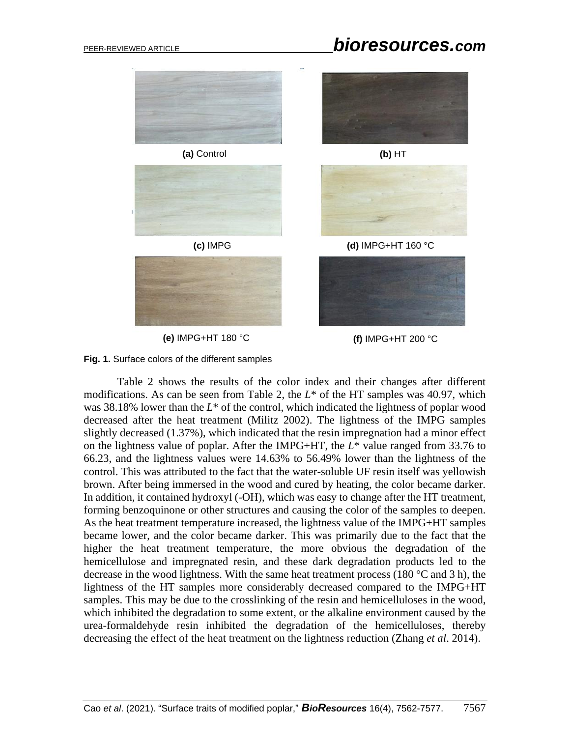(a) Control

(b) HT

(c) IMPG

(d) IMPG+HT 160 °C

(e) IMPG+HT 180 °C

(f) IMPG+HT 200 °C

**Fig. 1.** Surface colors of the different samples

Table 2 shows the results of the color index and their changes after different modifications. As can be seen from Table 2, the $L^*$ of the HT samples was 40.97, which was 38.18% lower than the $L^*$ of the control, which indicated the lightness of poplar wood decreased after the heat treatment (Militz 2002). The lightness of the IMPG samples slightly decreased (1.37%), which indicated that the resin impregnation had a minor effect on the lightness value of poplar. After the IMPG+HT, the $L^*$ value ranged from 33.76 to 66.23, and the lightness values were 14.63% to 56.49% lower than the lightness of the control. This was attributed to the fact that the water-soluble UF resin itself was yellowish brown. After being immersed in the wood and cured by heating, the color became darker. In addition, it contained hydroxyl (-OH), which was easy to change after the HT treatment, forming benzoquinone or other structures and causing the color of the samples to deepen. As the heat treatment temperature increased, the lightness value of the IMPG+HT samples became lower, and the color became darker. This was primarily due to the fact that the higher the heat treatment temperature, the more obvious the degradation of the hemicellulose and impregnated resin, and these dark degradation products led to the decrease in the wood lightness. With the same heat treatment process (180 °C and 3 h), the lightness of the HT samples more considerably decreased compared to the IMPG+HT samples. This may be due to the crosslinking of the resin and hemicelluloses in the wood, which inhibited the degradation to some extent, or the alkaline environment caused by the urea-formaldehyde resin inhibited the degradation of the hemicelluloses, thereby decreasing the effect of the heat treatment on the lightness reduction (Zhang *et al*. 2014).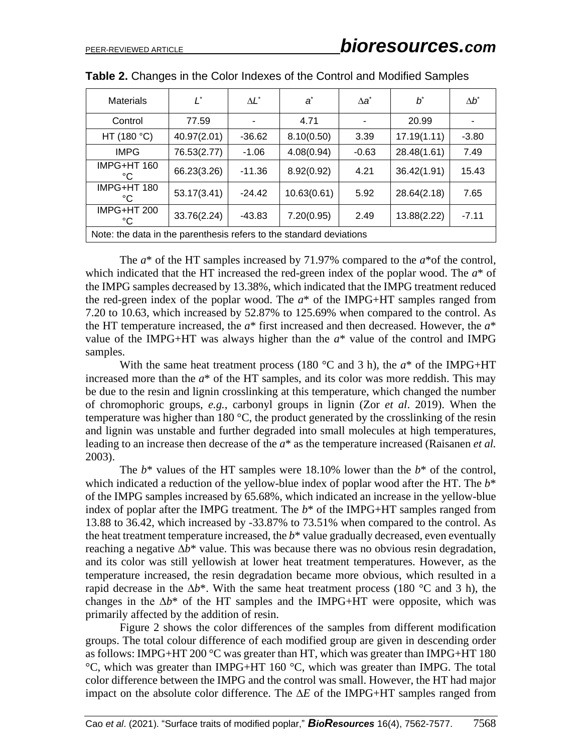**Table 2.** Changes in the Color Indexes of the Control and Modified Samples

| Materials | $L^*$ | $\Delta L^*$ | $a^*$ | $\Delta a^*$ | $b^*$ | $\Delta b^*$ |
|---|---|---|---|---|---|---|
| Control | 77.59 | - | 4.71 | - | 20.99 | - |
| HT (180 °C) | 40.97(2.01) | -36.62 | 8.10(0.50) | 3.39 | 17.19(1.11) | -3.80 |
| IMPG | 76.53(2.77) | -1.06 | 4.08(0.94) | -0.63 | 28.48(1.61) | 7.49 |
| IMPG+HT 160 °C | 66.23(3.26) | -11.36 | 8.92(0.92) | 4.21 | 36.42(1.91) | 15.43 |
| IMPG+HT 180 °C | 53.17(3.41) | -24.42 | 10.63(0.61) | 5.92 | 28.64(2.18) | 7.65 |
| IMPG+HT 200 °C | 33.76(2.24) | -43.83 | 7.20(0.95) | 2.49 | 13.88(2.22) | -7.11 |

Note: the data in the parenthesis refers to the standard deviations

The $a^*$ of the HT samples increased by 71.97% compared to the $a^*$of the control, which indicated that the HT increased the red-green index of the poplar wood. The $a^*$ of the IMPG samples decreased by 13.38%, which indicated that the IMPG treatment reduced the red-green index of the poplar wood. The $a^*$ of the IMPG+HT samples ranged from 7.20 to 10.63, which increased by 52.87% to 125.69% when compared to the control. As the HT temperature increased, the $a^*$ first increased and then decreased. However, the $a^*$ value of the IMPG+HT was always higher than the $a^*$ value of the control and IMPG samples.

With the same heat treatment process (180 °C and 3 h), the $a^*$ of the IMPG+HT increased more than the $a^*$ of the HT samples, and its color was more reddish. This may be due to the resin and lignin crosslinking at this temperature, which changed the number of chromophoric groups, *e.g.*, carbonyl groups in lignin (Zor *et al*. 2019). When the temperature was higher than 180 °C, the product generated by the crosslinking of the resin and lignin was unstable and further degraded into small molecules at high temperatures, leading to an increase then decrease of the $a^*$ as the temperature increased (Raisanen *et al.* 2003).

The $b^*$ values of the HT samples were 18.10% lower than the $b^*$ of the control, which indicated a reduction of the yellow-blue index of poplar wood after the HT. The $b^*$ of the IMPG samples increased by 65.68%, which indicated an increase in the yellow-blue index of poplar after the IMPG treatment. The $b^*$ of the IMPG+HT samples ranged from 13.88 to 36.42, which increased by -33.87% to 73.51% when compared to the control. As the heat treatment temperature increased, the $b^*$ value gradually decreased, even eventually reaching a negative $\Delta b^*$ value. This was because there was no obvious resin degradation, and its color was still yellowish at lower heat treatment temperatures. However, as the temperature increased, the resin degradation became more obvious, which resulted in a rapid decrease in the $\Delta b^*$. With the same heat treatment process (180 °C and 3 h), the changes in the $\Delta b^*$ of the HT samples and the IMPG+HT were opposite, which was primarily affected by the addition of resin.

Figure 2 shows the color differences of the samples from different modification groups. The total colour difference of each modified group are given in descending order as follows: IMPG+HT 200 °C was greater than HT, which was greater than IMPG+HT 180 °C, which was greater than IMPG+HT 160 °C, which was greater than IMPG. The total color difference between the IMPG and the control was small. However, the HT had major impact on the absolute color difference. The $\Delta E$ of the IMPG+HT samples ranged from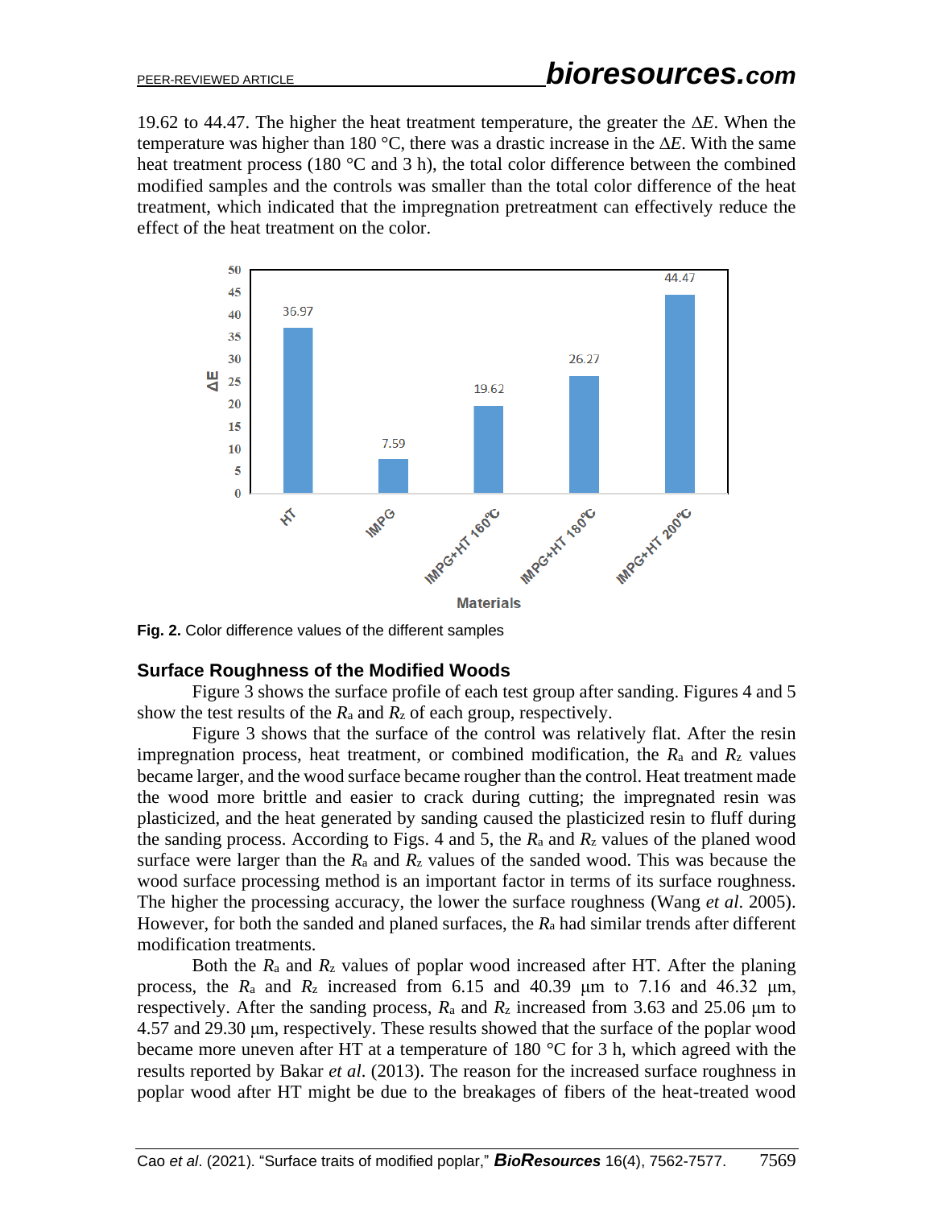19.62 to 44.47. The higher the heat treatment temperature, the greater the Δ*E*. When the temperature was higher than 180 °C, there was a drastic increase in the Δ*E*. With the same heat treatment process (180 °C and 3 h), the total color difference between the combined modified samples and the controls was smaller than the total color difference of the heat treatment, which indicated that the impregnation pretreatment can effectively reduce the effect of the heat treatment on the color.

**Fig. 2.** Color difference values of the different samples

## Surface Roughness of the Modified Woods

Figure 3 shows the surface profile of each test group after sanding. Figures 4 and 5 show the test results of the $R_a$ and $R_z$ of each group, respectively.

Figure 3 shows that the surface of the control was relatively flat. After the resin impregnation process, heat treatment, or combined modification, the $R_a$ and $R_z$ values became larger, and the wood surface became rougher than the control. Heat treatment made the wood more brittle and easier to crack during cutting; the impregnated resin was plasticized, and the heat generated by sanding caused the plasticized resin to fluff during the sanding process. According to Figs. 4 and 5, the $R_a$ and $R_z$ values of the planed wood surface were larger than the $R_a$ and $R_z$ values of the sanded wood. This was because the wood surface processing method is an important factor in terms of its surface roughness. The higher the processing accuracy, the lower the surface roughness (Wang *et al*. 2005). However, for both the sanded and planed surfaces, the $R_a$ had similar trends after different modification treatments.

Both the $R_a$ and $R_z$ values of poplar wood increased after HT. After the planing process, the $R_a$ and $R_z$ increased from 6.15 and 40.39 μm to 7.16 and 46.32 μm, respectively. After the sanding process, $R_a$ and $R_z$ increased from 3.63 and 25.06 μm to 4.57 and 29.30 μm, respectively. These results showed that the surface of the poplar wood became more uneven after HT at a temperature of 180 °C for 3 h, which agreed with the results reported by Bakar *et al*. (2013). The reason for the increased surface roughness in poplar wood after HT might be due to the breakages of fibers of the heat-treated wood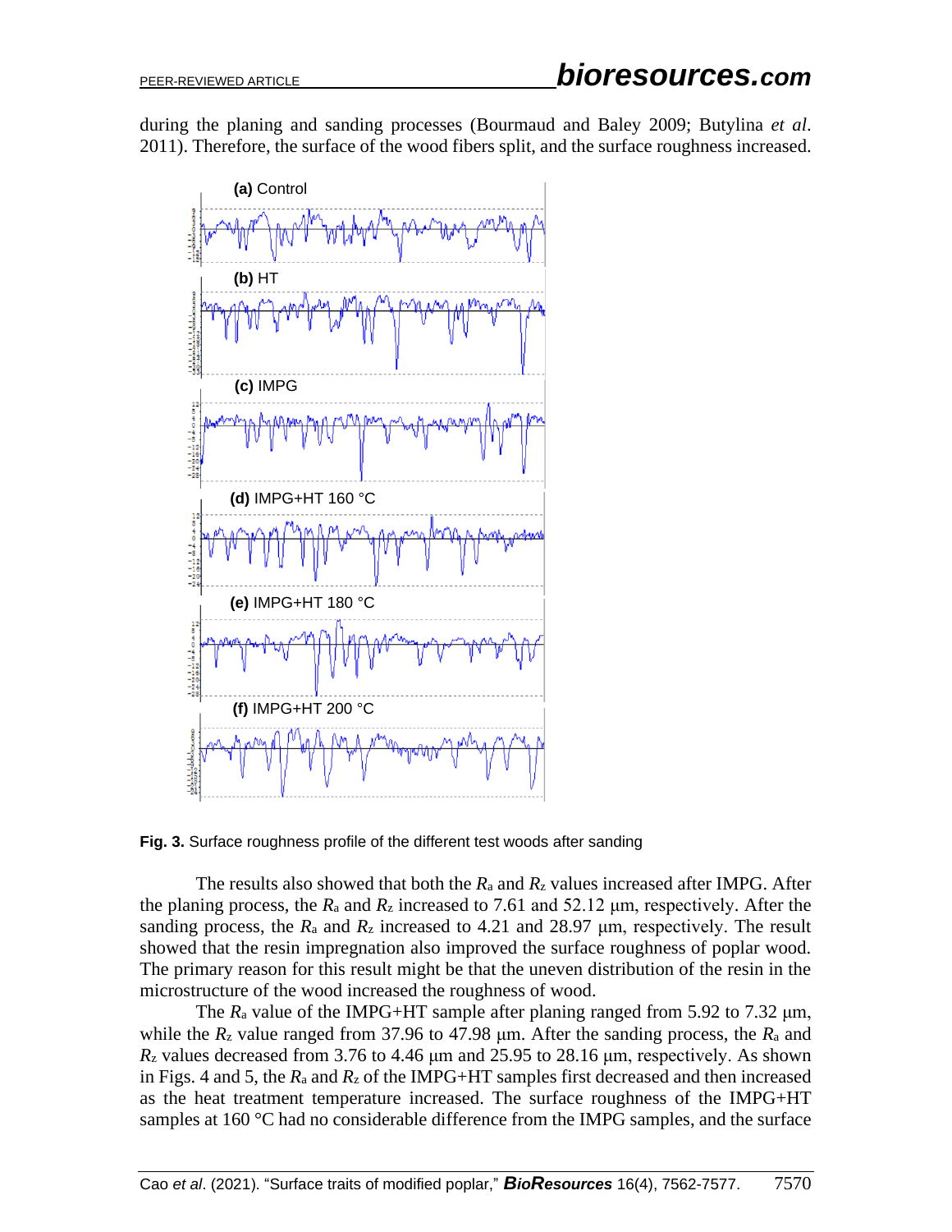during the planing and sanding processes (Bourmaud and Baley 2009; Butylina *et al*. 2011). Therefore, the surface of the wood fibers split, and the surface roughness increased.

**Fig. 3.** Surface roughness profile of the different test woods after sanding

The results also showed that both the $R_a$ and $R_z$ values increased after IMPG. After the planing process, the $R_a$ and $R_z$ increased to 7.61 and 52.12 μm, respectively. After the sanding process, the $R_a$ and $R_z$ increased to 4.21 and 28.97 μm, respectively. The result showed that the resin impregnation also improved the surface roughness of poplar wood. The primary reason for this result might be that the uneven distribution of the resin in the microstructure of the wood increased the roughness of wood.

The $R_a$ value of the IMPG+HT sample after planing ranged from 5.92 to 7.32 μm, while the $R_z$ value ranged from 37.96 to 47.98 μm. After the sanding process, the $R_a$ and $R_z$ values decreased from 3.76 to 4.46 μm and 25.95 to 28.16 μm, respectively. As shown in Figs. 4 and 5, the $R_a$ and $R_z$ of the IMPG+HT samples first decreased and then increased as the heat treatment temperature increased. The surface roughness of the IMPG+HT samples at 160 °C had no considerable difference from the IMPG samples, and the surface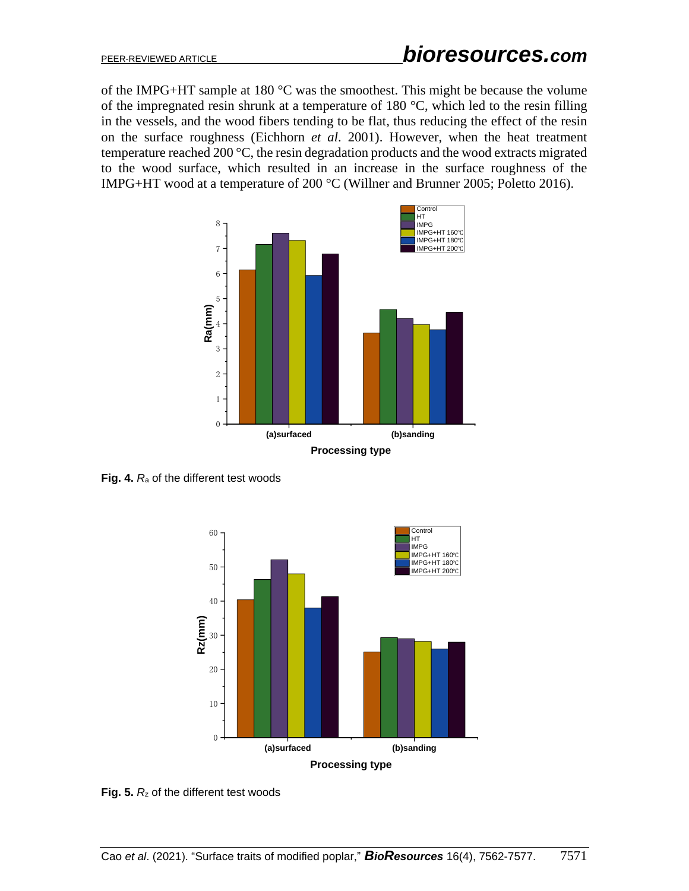of the IMPG+HT sample at 180 °C was the smoothest. This might be because the volume of the impregnated resin shrunk at a temperature of 180 °C, which led to the resin filling in the vessels, and the wood fibers tending to be flat, thus reducing the effect of the resin on the surface roughness (Eichhorn *et al*. 2001). However, when the heat treatment temperature reached 200 °C, the resin degradation products and the wood extracts migrated to the wood surface, which resulted in an increase in the surface roughness of the IMPG+HT wood at a temperature of 200 °C (Willner and Brunner 2005; Poletto 2016).

**Fig. 4.** $R_a$ of the different test woods

**Fig. 5.** $R_z$ of the different test woods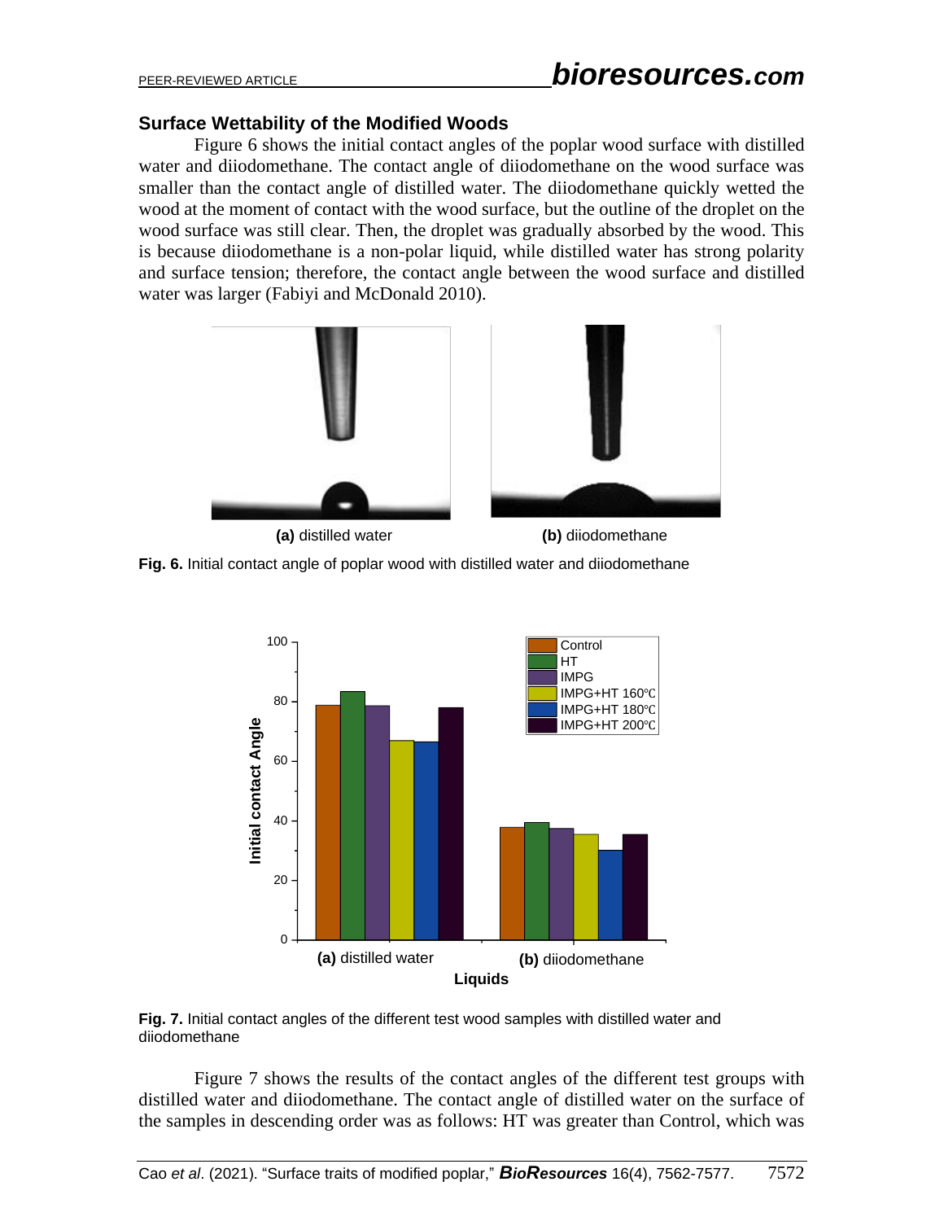### Surface Wettability of the Modified Woods

Figure 6 shows the initial contact angles of the poplar wood surface with distilled water and diiodomethane. The contact angle of diiodomethane on the wood surface was smaller than the contact angle of distilled water. The diiodomethane quickly wetted the wood at the moment of contact with the wood surface, but the outline of the droplet on the wood surface was still clear. Then, the droplet was gradually absorbed by the wood. This is because diiodomethane is a non-polar liquid, while distilled water has strong polarity and surface tension; therefore, the contact angle between the wood surface and distilled water was larger (Fabiyi and McDonald 2010).

**(a)** distilled water **(b)** diiodomethane

**Fig. 6.** Initial contact angle of poplar wood with distilled water and diiodomethane

**Fig. 7.** Initial contact angles of the different test wood samples with distilled water and diiodomethane

Figure 7 shows the results of the contact angles of the different test groups with distilled water and diiodomethane. The contact angle of distilled water on the surface of the samples in descending order was as follows: HT was greater than Control, which was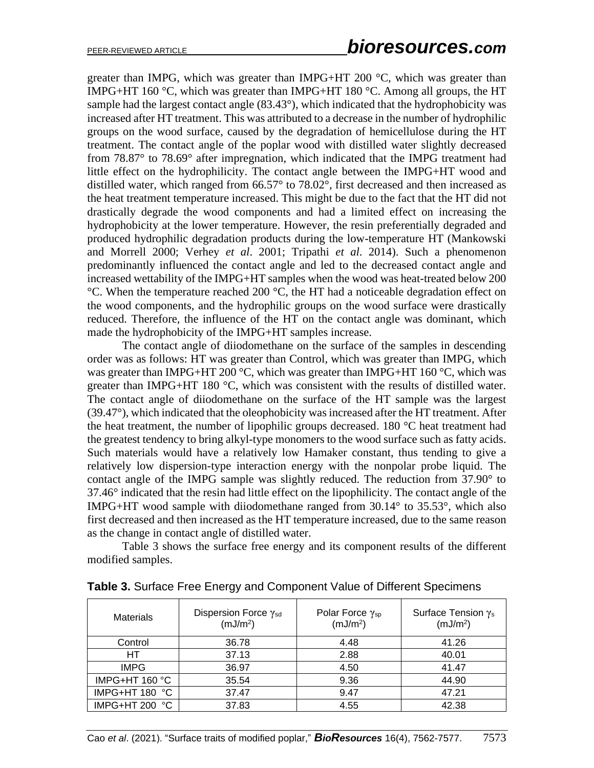greater than IMPG, which was greater than IMPG+HT 200 °C, which was greater than IMPG+HT 160 °C, which was greater than IMPG+HT 180 °C. Among all groups, the HT sample had the largest contact angle (83.43°), which indicated that the hydrophobicity was increased after HT treatment. This was attributed to a decrease in the number of hydrophilic groups on the wood surface, caused by the degradation of hemicellulose during the HT treatment. The contact angle of the poplar wood with distilled water slightly decreased from 78.87° to 78.69° after impregnation, which indicated that the IMPG treatment had little effect on the hydrophilicity. The contact angle between the IMPG+HT wood and distilled water, which ranged from 66.57° to 78.02°, first decreased and then increased as the heat treatment temperature increased. This might be due to the fact that the HT did not drastically degrade the wood components and had a limited effect on increasing the hydrophobicity at the lower temperature. However, the resin preferentially degraded and produced hydrophilic degradation products during the low-temperature HT (Mankowski and Morrell 2000; Verhey *et al*. 2001; Tripathi *et al*. 2014). Such a phenomenon predominantly influenced the contact angle and led to the decreased contact angle and increased wettability of the IMPG+HT samples when the wood was heat-treated below 200 °C. When the temperature reached 200 °C, the HT had a noticeable degradation effect on the wood components, and the hydrophilic groups on the wood surface were drastically reduced. Therefore, the influence of the HT on the contact angle was dominant, which made the hydrophobicity of the IMPG+HT samples increase.

The contact angle of diiodomethane on the surface of the samples in descending order was as follows: HT was greater than Control, which was greater than IMPG, which was greater than IMPG+HT 200 °C, which was greater than IMPG+HT 160 °C, which was greater than IMPG+HT 180 °C, which was consistent with the results of distilled water. The contact angle of diiodomethane on the surface of the HT sample was the largest (39.47°), which indicated that the oleophobicity was increased after the HT treatment. After the heat treatment, the number of lipophilic groups decreased. 180 °C heat treatment had the greatest tendency to bring alkyl-type monomers to the wood surface such as fatty acids. Such materials would have a relatively low Hamaker constant, thus tending to give a relatively low dispersion-type interaction energy with the nonpolar probe liquid. The contact angle of the IMPG sample was slightly reduced. The reduction from 37.90° to 37.46° indicated that the resin had little effect on the lipophilicity. The contact angle of the IMPG+HT wood sample with diiodomethane ranged from 30.14° to 35.53°, which also first decreased and then increased as the HT temperature increased, due to the same reason as the change in contact angle of distilled water.

Table 3 shows the surface free energy and its component results of the different modified samples.

**Table 3.** Surface Free Energy and Component Value of Different Specimens

| Materials | Dispersion Force $\gamma_{sd}$ (mJ/m$^2$) | Polar Force $\gamma_{sp}$ (mJ/m$^2$) | Surface Tension $\gamma_s$ (mJ/m$^2$) |
|---|---|---|---|
| Control | 36.78 | 4.48 | 41.26 |
| HT | 37.13 | 2.88 | 40.01 |
| IMPG | 36.97 | 4.50 | 41.47 |
| IMPG+HT 160 °C | 35.54 | 9.36 | 44.90 |
| IMPG+HT 180 °C | 37.47 | 9.47 | 47.21 |
| IMPG+HT 200 °C | 37.83 | 4.55 | 42.38 |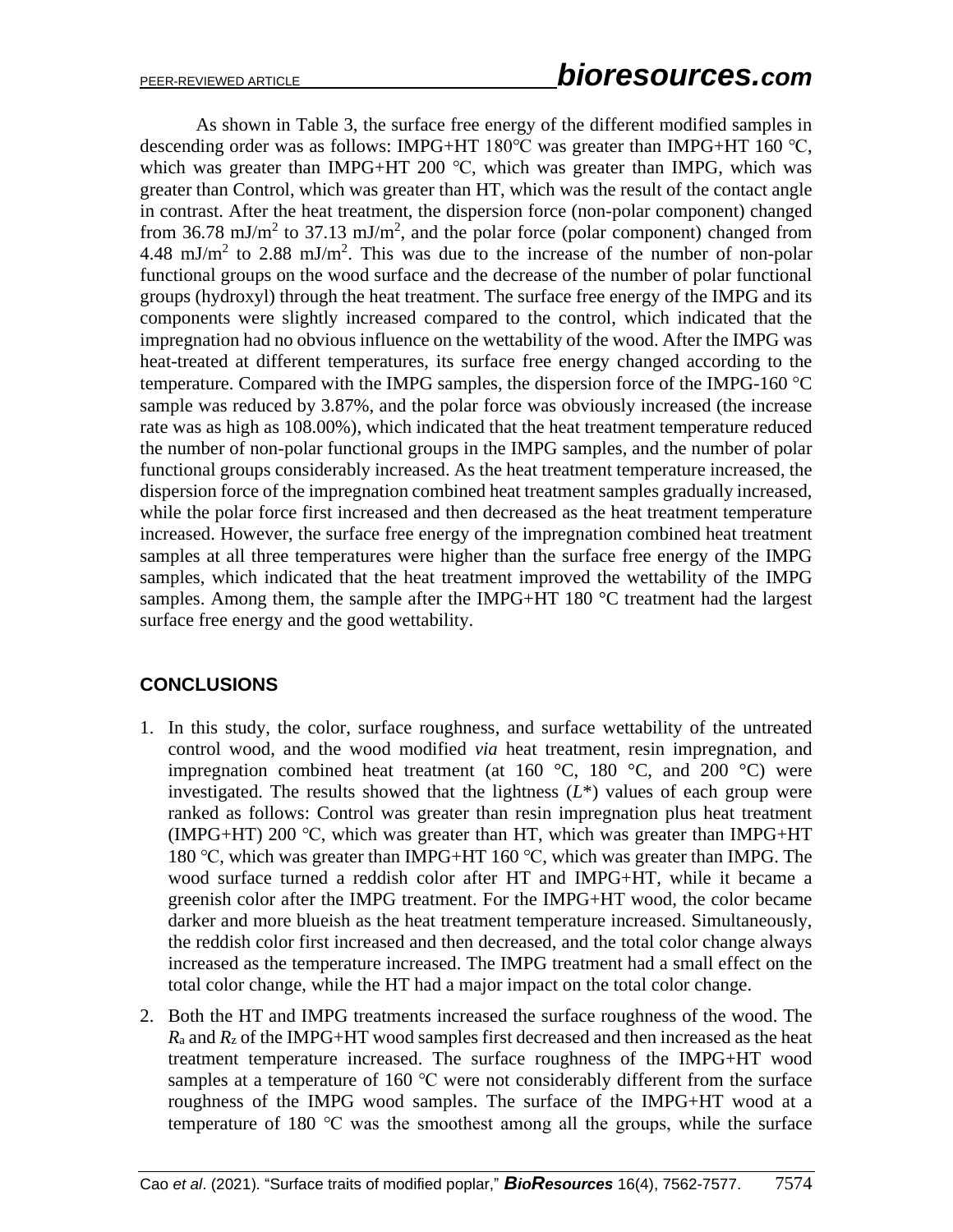As shown in Table 3, the surface free energy of the different modified samples in descending order was as follows: IMPG+HT 180℃ was greater than IMPG+HT 160 ℃, which was greater than IMPG+HT 200 ℃, which was greater than IMPG, which was greater than Control, which was greater than HT, which was the result of the contact angle in contrast. After the heat treatment, the dispersion force (non-polar component) changed from 36.78 mJ/m$^2$ to 37.13 mJ/m$^2$, and the polar force (polar component) changed from 4.48 mJ/m$^2$ to 2.88 mJ/m$^2$. This was due to the increase of the number of non-polar functional groups on the wood surface and the decrease of the number of polar functional groups (hydroxyl) through the heat treatment. The surface free energy of the IMPG and its components were slightly increased compared to the control, which indicated that the impregnation had no obvious influence on the wettability of the wood. After the IMPG was heat-treated at different temperatures, its surface free energy changed according to the temperature. Compared with the IMPG samples, the dispersion force of the IMPG-160 °C sample was reduced by 3.87%, and the polar force was obviously increased (the increase rate was as high as 108.00%), which indicated that the heat treatment temperature reduced the number of non-polar functional groups in the IMPG samples, and the number of polar functional groups considerably increased. As the heat treatment temperature increased, the dispersion force of the impregnation combined heat treatment samples gradually increased, while the polar force first increased and then decreased as the heat treatment temperature increased. However, the surface free energy of the impregnation combined heat treatment samples at all three temperatures were higher than the surface free energy of the IMPG samples, which indicated that the heat treatment improved the wettability of the IMPG samples. Among them, the sample after the IMPG+HT 180 °C treatment had the largest surface free energy and the good wettability.

## CONCLUSIONS

1. In this study, the color, surface roughness, and surface wettability of the untreated control wood, and the wood modified *via* heat treatment, resin impregnation, and impregnation combined heat treatment (at 160 °C, 180 °C, and 200 °C) were investigated. The results showed that the lightness ($L^*$) values of each group were ranked as follows: Control was greater than resin impregnation plus heat treatment (IMPG+HT) 200 ℃, which was greater than HT, which was greater than IMPG+HT 180 ℃, which was greater than IMPG+HT 160 ℃, which was greater than IMPG. The wood surface turned a reddish color after HT and IMPG+HT, while it became a greenish color after the IMPG treatment. For the IMPG+HT wood, the color became darker and more blueish as the heat treatment temperature increased. Simultaneously, the reddish color first increased and then decreased, and the total color change always increased as the temperature increased. The IMPG treatment had a small effect on the total color change, while the HT had a major impact on the total color change.
2. Both the HT and IMPG treatments increased the surface roughness of the wood. The $R_a$ and $R_z$ of the IMPG+HT wood samples first decreased and then increased as the heat treatment temperature increased. The surface roughness of the IMPG+HT wood samples at a temperature of 160 ℃ were not considerably different from the surface roughness of the IMPG wood samples. The surface of the IMPG+HT wood at a temperature of 180 ℃ was the smoothest among all the groups, while the surface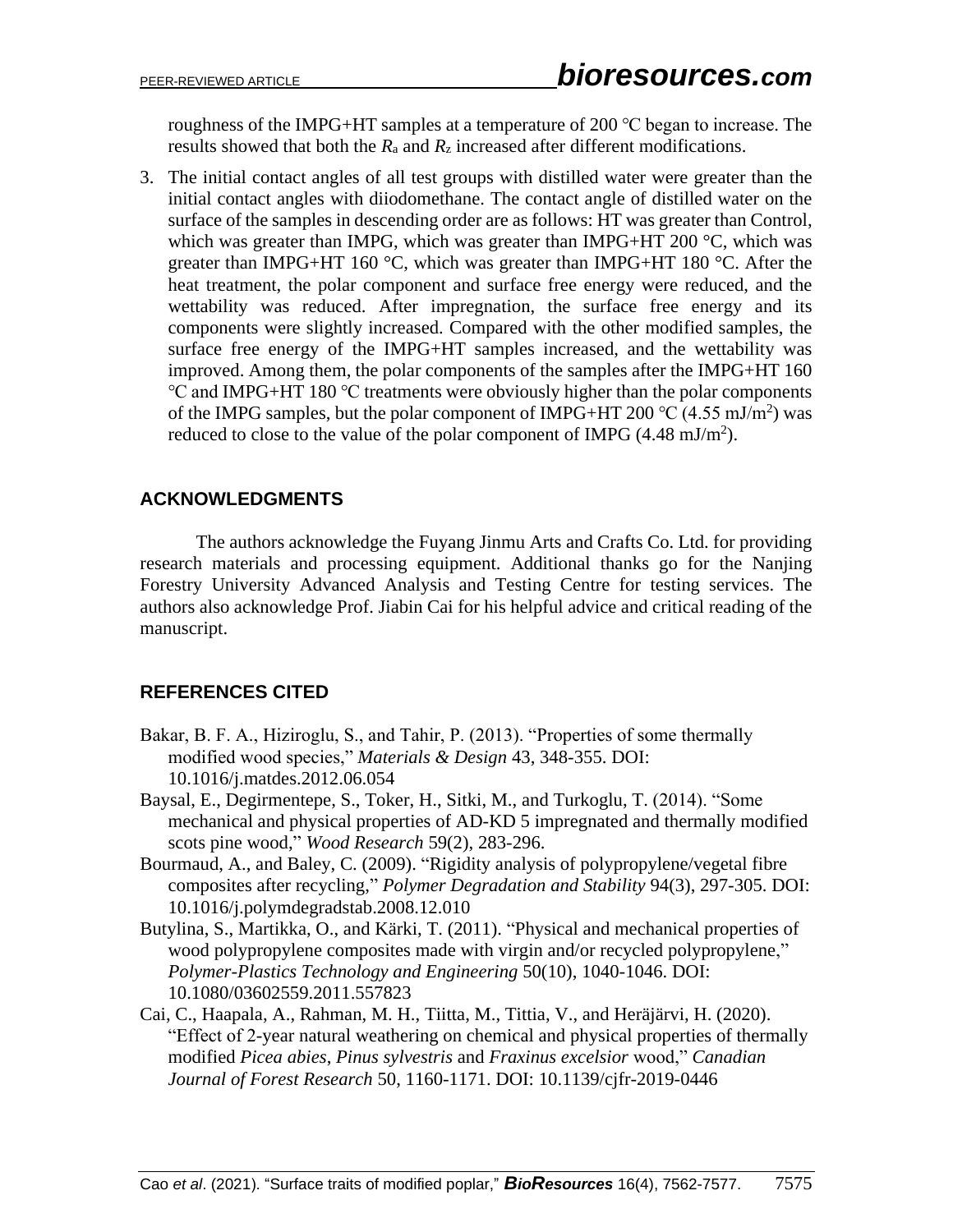roughness of the IMPG+HT samples at a temperature of 200 ℃ began to increase. The results showed that both the $R_a$ and $R_z$ increased after different modifications.

3. The initial contact angles of all test groups with distilled water were greater than the initial contact angles with diiodomethane. The contact angle of distilled water on the surface of the samples in descending order are as follows: HT was greater than Control, which was greater than IMPG, which was greater than IMPG+HT 200 °C, which was greater than IMPG+HT 160 °C, which was greater than IMPG+HT 180 °C. After the heat treatment, the polar component and surface free energy were reduced, and the wettability was reduced. After impregnation, the surface free energy and its components were slightly increased. Compared with the other modified samples, the surface free energy of the IMPG+HT samples increased, and the wettability was improved. Among them, the polar components of the samples after the IMPG+HT 160 ℃ and IMPG+HT 180 ℃ treatments were obviously higher than the polar components of the IMPG samples, but the polar component of IMPG+HT 200 ℃ (4.55 mJ/m$^2$) was reduced to close to the value of the polar component of IMPG (4.48 mJ/m$^2$).

## ACKNOWLEDGMENTS

The authors acknowledge the Fuyang Jinmu Arts and Crafts Co. Ltd. for providing research materials and processing equipment. Additional thanks go for the Nanjing Forestry University Advanced Analysis and Testing Centre for testing services. The authors also acknowledge Prof. Jiabin Cai for his helpful advice and critical reading of the manuscript.

## REFERENCES CITED

Bakar, B. F. A., Hiziroglu, S., and Tahir, P. (2013). "Properties of some thermally modified wood species," *Materials & Design* 43, 348-355. DOI: 10.1016/j.matdes.2012.06.054

Baysal, E., Degirmentepe, S., Toker, H., Sitki, M., and Turkoglu, T. (2014). "Some mechanical and physical properties of AD-KD 5 impregnated and thermally modified scots pine wood," *Wood Research* 59(2), 283-296.

Bourmaud, A., and Baley, C. (2009). "Rigidity analysis of polypropylene/vegetal fibre composites after recycling," *Polymer Degradation and Stability* 94(3), 297-305. DOI: 10.1016/j.polymdegradstab.2008.12.010

Butylina, S., Martikka, O., and Kärki, T. (2011). "Physical and mechanical properties of wood polypropylene composites made with virgin and/or recycled polypropylene," *Polymer-Plastics Technology and Engineering* 50(10), 1040-1046. DOI: 10.1080/03602559.2011.557823

Cai, C., Haapala, A., Rahman, M. H., Tiitta, M., Tittia, V., and Heräjärvi, H. (2020). "Effect of 2-year natural weathering on chemical and physical properties of thermally modified *Picea abies*, *Pinus sylvestris* and *Fraxinus excelsior* wood," *Canadian Journal of Forest Research* 50, 1160-1171. DOI: 10.1139/cjfr-2019-0446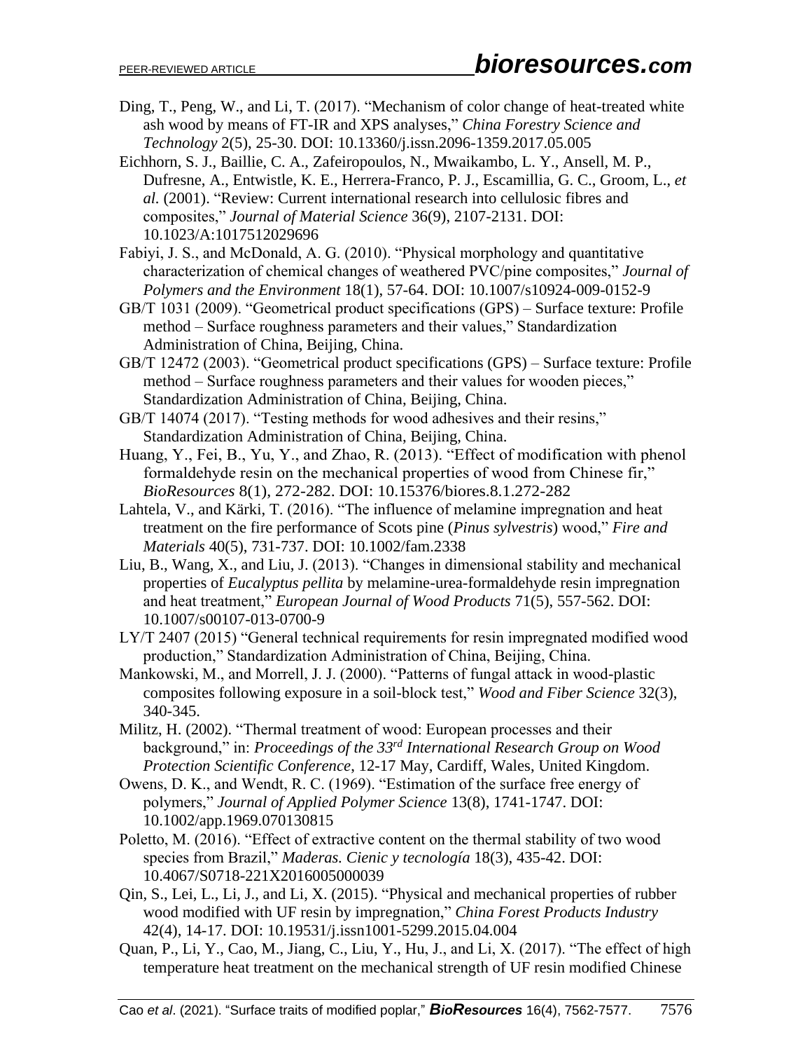Ding, T., Peng, W., and Li, T. (2017). "Mechanism of color change of heat-treated white ash wood by means of FT-IR and XPS analyses," *China Forestry Science and Technology* 2(5), 25-30. DOI: 10.13360/j.issn.2096-1359.2017.05.005

Eichhorn, S. J., Baillie, C. A., Zafeiropoulos, N., Mwaikambo, L. Y., Ansell, M. P., Dufresne, A., Entwistle, K. E., Herrera-Franco, P. J., Escamillia, G. C., Groom, L., *et al.* (2001). "Review: Current international research into cellulosic fibres and composites," *Journal of Material Science* 36(9), 2107-2131. DOI: 10.1023/A:1017512029696

Fabiyi, J. S., and McDonald, A. G. (2010). "Physical morphology and quantitative characterization of chemical changes of weathered PVC/pine composites," *Journal of Polymers and the Environment* 18(1), 57-64. DOI: 10.1007/s10924-009-0152-9

GB/T 1031 (2009). "Geometrical product specifications (GPS) – Surface texture: Profile method – Surface roughness parameters and their values," Standardization Administration of China, Beijing, China.

GB/T 12472 (2003). "Geometrical product specifications (GPS) – Surface texture: Profile method – Surface roughness parameters and their values for wooden pieces," Standardization Administration of China, Beijing, China.

GB/T 14074 (2017). "Testing methods for wood adhesives and their resins," Standardization Administration of China, Beijing, China.

Huang, Y., Fei, B., Yu, Y., and Zhao, R. (2013). "Effect of modification with phenol formaldehyde resin on the mechanical properties of wood from Chinese fir," *BioResources* 8(1), 272-282. DOI: 10.15376/biores.8.1.272-282

Lahtela, V., and Kärki, T. (2016). "The influence of melamine impregnation and heat treatment on the fire performance of Scots pine (*Pinus sylvestris*) wood," *Fire and Materials* 40(5), 731-737. DOI: 10.1002/fam.2338

Liu, B., Wang, X., and Liu, J. (2013). "Changes in dimensional stability and mechanical properties of *Eucalyptus pellita* by melamine-urea-formaldehyde resin impregnation and heat treatment," *European Journal of Wood Products* 71(5), 557-562. DOI: 10.1007/s00107-013-0700-9

LY/T 2407 (2015) "General technical requirements for resin impregnated modified wood production," Standardization Administration of China, Beijing, China.

Mankowski, M., and Morrell, J. J. (2000). "Patterns of fungal attack in wood-plastic composites following exposure in a soil-block test," *Wood and Fiber Science* 32(3), 340-345.

Militz, H. (2002). "Thermal treatment of wood: European processes and their background," in: *Proceedings of the 33rd International Research Group on Wood Protection Scientific Conference*, 12-17 May, Cardiff, Wales, United Kingdom.

Owens, D. K., and Wendt, R. C. (1969). "Estimation of the surface free energy of polymers," *Journal of Applied Polymer Science* 13(8), 1741-1747. DOI: 10.1002/app.1969.070130815

Poletto, M. (2016). "Effect of extractive content on the thermal stability of two wood species from Brazil," *Maderas. Cienic y tecnología* 18(3), 435-42. DOI: 10.4067/S0718-221X2016005000039

Qin, S., Lei, L., Li, J., and Li, X. (2015). "Physical and mechanical properties of rubber wood modified with UF resin by impregnation," *China Forest Products Industry* 42(4), 14-17. DOI: 10.19531/j.issn1001-5299.2015.04.004

Quan, P., Li, Y., Cao, M., Jiang, C., Liu, Y., Hu, J., and Li, X. (2017). "The effect of high temperature heat treatment on the mechanical strength of UF resin modified Chinese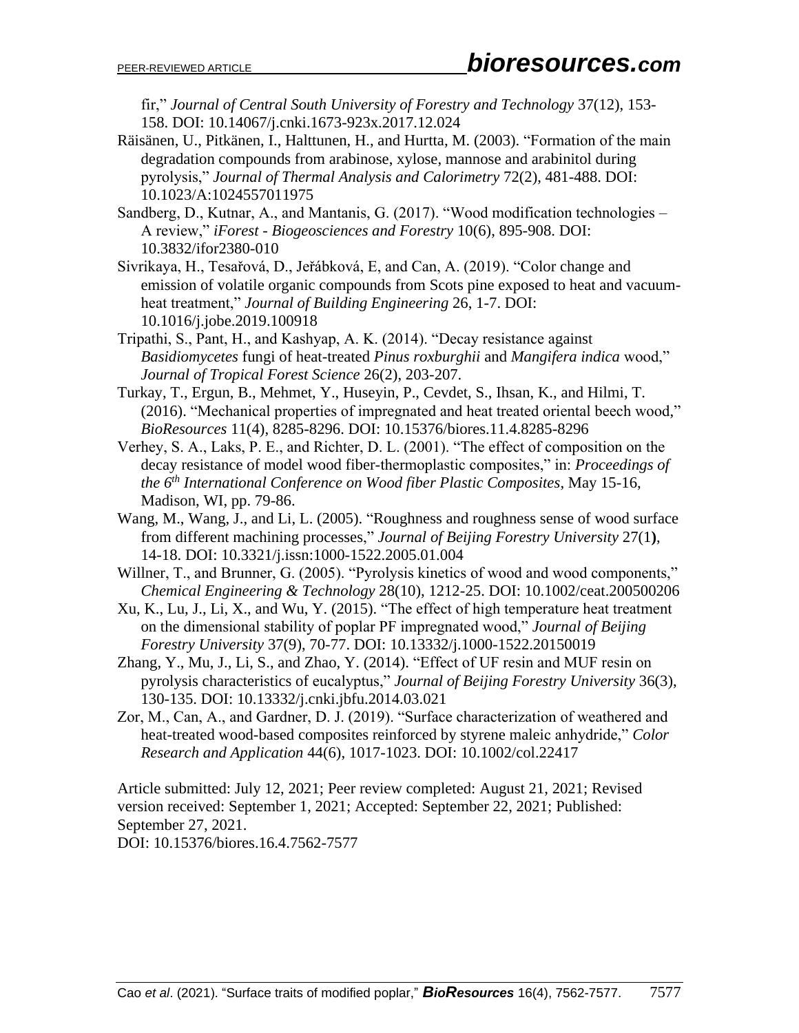fir," *Journal of Central South University of Forestry and Technology* 37(12), 153-158. DOI: 10.14067/j.cnki.1673-923x.2017.12.024

Räisänen, U., Pitkänen, I., Halttunen, H., and Hurtta, M. (2003). "Formation of the main degradation compounds from arabinose, xylose, mannose and arabinitol during pyrolysis," *Journal of Thermal Analysis and Calorimetry* 72(2), 481-488. DOI: 10.1023/A:1024557011975

Sandberg, D., Kutnar, A., and Mantanis, G. (2017). "Wood modification technologies – A review," *iForest - Biogeosciences and Forestry* 10(6), 895-908. DOI: 10.3832/ifor2380-010

Sivrikaya, H., Tesařová, D., Jeřábková, E, and Can, A. (2019). "Color change and emission of volatile organic compounds from Scots pine exposed to heat and vacuum-heat treatment," *Journal of Building Engineering* 26, 1-7. DOI: 10.1016/j.jobe.2019.100918

Tripathi, S., Pant, H., and Kashyap, A. K. (2014). "Decay resistance against *Basidiomycetes* fungi of heat-treated *Pinus roxburghii* and *Mangifera indica* wood," *Journal of Tropical Forest Science* 26(2), 203-207.

Turkay, T., Ergun, B., Mehmet, Y., Huseyin, P., Cevdet, S., Ihsan, K., and Hilmi, T. (2016). "Mechanical properties of impregnated and heat treated oriental beech wood," *BioResources* 11(4), 8285-8296. DOI: 10.15376/biores.11.4.8285-8296

Verhey, S. A., Laks, P. E., and Richter, D. L. (2001). "The effect of composition on the decay resistance of model wood fiber-thermoplastic composites," in: *Proceedings of the 6th International Conference on Wood fiber Plastic Composites*, May 15-16, Madison, WI, pp. 79-86.

Wang, M., Wang, J., and Li, L. (2005). "Roughness and roughness sense of wood surface from different machining processes," *Journal of Beijing Forestry University* 27(1**)**, 14-18. DOI: 10.3321/j.issn:1000-1522.2005.01.004

Willner, T., and Brunner, G. (2005). "Pyrolysis kinetics of wood and wood components," *Chemical Engineering & Technology* 28(10), 1212-25. DOI: 10.1002/ceat.200500206

Xu, K., Lu, J., Li, X., and Wu, Y. (2015). "The effect of high temperature heat treatment on the dimensional stability of poplar PF impregnated wood," *Journal of Beijing Forestry University* 37(9), 70-77. DOI: 10.13332/j.1000-1522.20150019

Zhang, Y., Mu, J., Li, S., and Zhao, Y. (2014). "Effect of UF resin and MUF resin on pyrolysis characteristics of eucalyptus," *Journal of Beijing Forestry University* 36(3), 130-135. DOI: 10.13332/j.cnki.jbfu.2014.03.021

Zor, M., Can, A., and Gardner, D. J. (2019). "Surface characterization of weathered and heat-treated wood-based composites reinforced by styrene maleic anhydride," *Color Research and Application* 44(6), 1017-1023. DOI: 10.1002/col.22417

Article submitted: July 12, 2021; Peer review completed: August 21, 2021; Revised version received: September 1, 2021; Accepted: September 22, 2021; Published: September 27, 2021.
DOI: 10.15376/biores.16.4.7562-7577